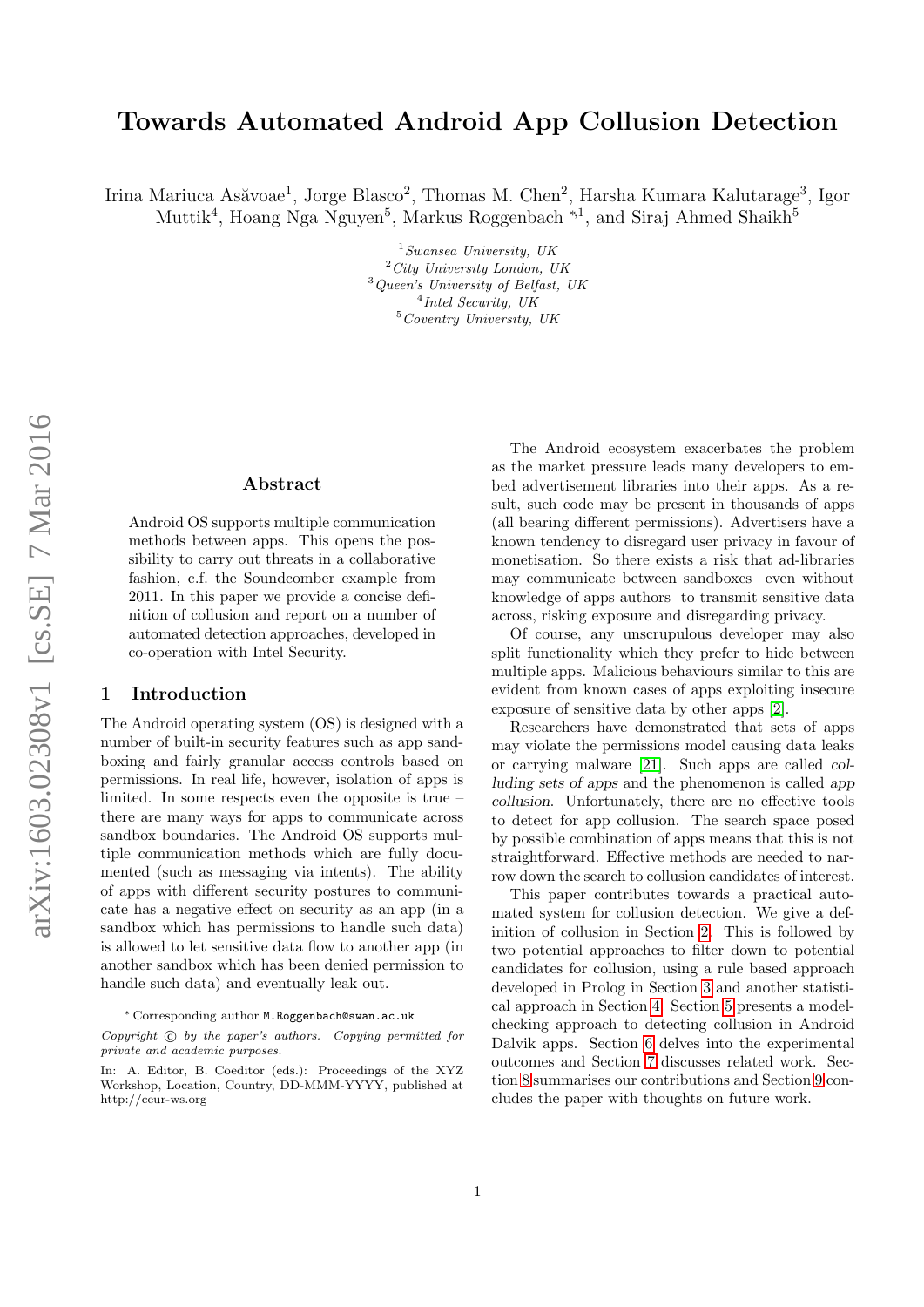# Towards Automated Android App Collusion Detection

Irina Mariuca Asăvoae[1], Jorge Blasco[2], Thomas M. Chen[2], Harsha Kumara Kalutarage[3], Igor Muttik[4], Hoang Nga Nguyen[5], Markus Roggenbach *[1], and Siraj Ahmed Shaikh[5]

[1] *Swansea University, UK*
[2] *City University London, UK*
[3] *Queen's University of Belfast, UK*
[4] *Intel Security, UK*
[5] *Coventry University, UK*

## Abstract

Android OS supports multiple communication methods between apps. This opens the possibility to carry out threats in a collaborative fashion, c.f. the Soundcomber example from 2011. In this paper we provide a concise definition of collusion and report on a number of automated detection approaches, developed in co-operation with Intel Security.

## 1 Introduction

The Android operating system (OS) is designed with a number of built-in security features such as app sandboxing and fairly granular access controls based on permissions. In real life, however, isolation of apps is limited. In some respects even the opposite is true – there are many ways for apps to communicate across sandbox boundaries. The Android OS supports multiple communication methods which are fully documented (such as messaging via intents). The ability of apps with different security postures to communicate has a negative effect on security as an app (in a sandbox which has permissions to handle such data) is allowed to let sensitive data flow to another app (in another sandbox which has been denied permission to handle such data) and eventually leak out.

The Android ecosystem exacerbates the problem as the market pressure leads many developers to embed advertisement libraries into their apps. As a result, such code may be present in thousands of apps (all bearing different permissions). Advertisers have a known tendency to disregard user privacy in favour of monetisation. So there exists a risk that ad-libraries may communicate between sandboxes even without knowledge of apps authors to transmit sensitive data across, risking exposure and disregarding privacy.

Of course, any unscrupulous developer may also split functionality which they prefer to hide between multiple apps. Malicious behaviours similar to this are evident from known cases of apps exploiting insecure exposure of sensitive data by other apps [2].

Researchers have demonstrated that sets of apps may violate the permissions model causing data leaks or carrying malware [21]. Such apps are called *colluding sets of apps* and the phenomenon is called *app collusion*. Unfortunately, there are no effective tools to detect for app collusion. The search space posed by possible combination of apps means that this is not straightforward. Effective methods are needed to narrow down the search to collusion candidates of interest.

This paper contributes towards a practical automated system for collusion detection. We give a definition of collusion in Section 2. This is followed by two potential approaches to filter down to potential candidates for collusion, using a rule based approach developed in Prolog in Section 3 and another statistical approach in Section 4. Section 5 presents a model-checking approach to detecting collusion in Android Dalvik apps. Section 6 delves into the experimental outcomes and Section 7 discusses related work. Section 8 summarises our contributions and Section 9 concludes the paper with thoughts on future work.

---

* Corresponding author `M.Roggenbach@swan.ac.uk`

*Copyright © by the paper's authors. Copying permitted for private and academic purposes.*

In: A. Editor, B. Coeditor (eds.): Proceedings of the XYZ Workshop, Location, Country, DD-MMM-YYYY, published at http://ceur-ws.org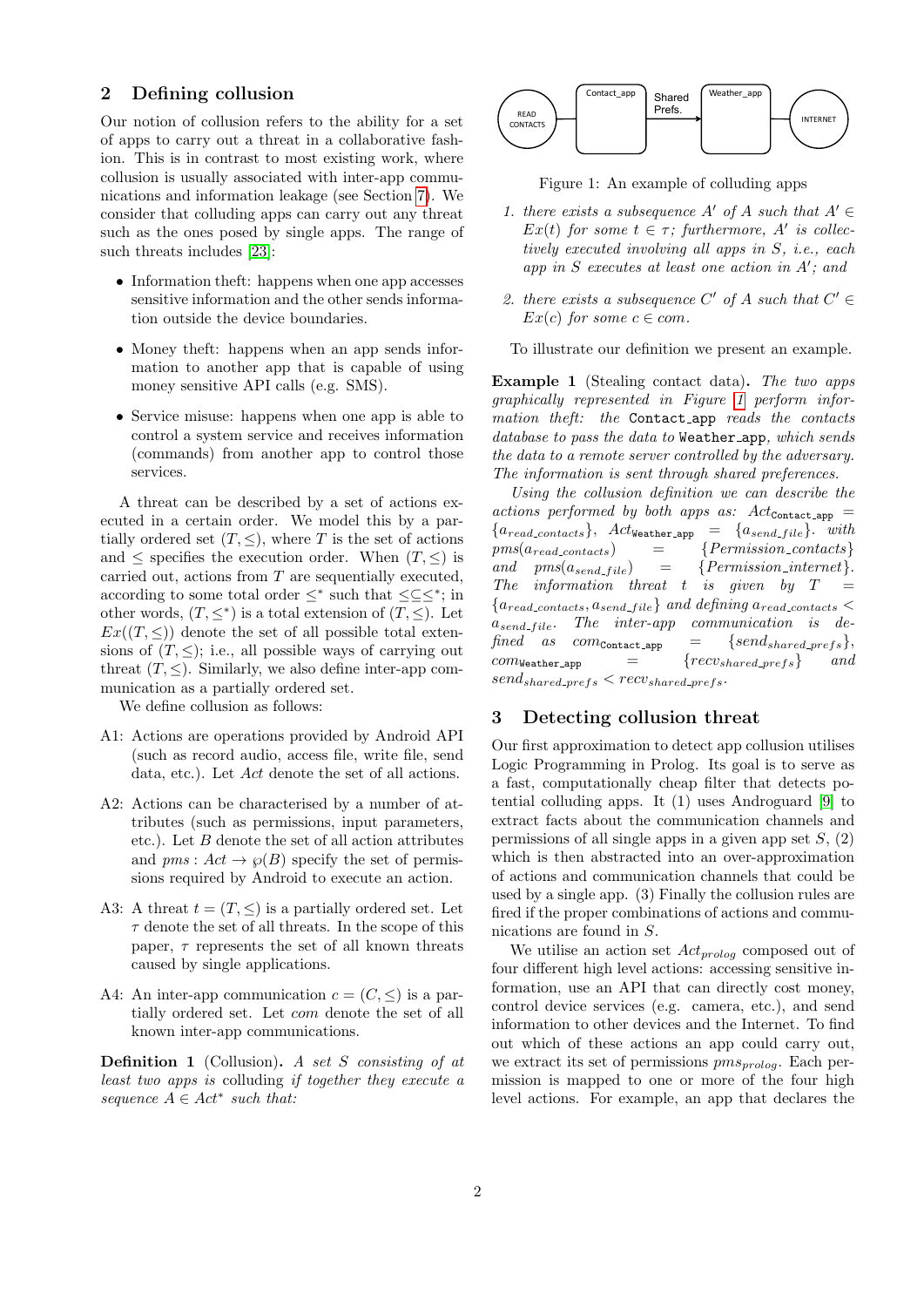## 2 Defining collusion

Our notion of collusion refers to the ability for a set of apps to carry out a threat in a collaborative fashion. This is in contrast to most existing work, where collusion is usually associated with inter-app communications and information leakage (see Section 7). We consider that colluding apps can carry out any threat such as the ones posed by single apps. The range of such threats includes [23]:

- Information theft: happens when one app accesses sensitive information and the other sends information outside the device boundaries.
- Money theft: happens when an app sends information to another app that is capable of using money sensitive API calls (e.g. SMS).
- Service misuse: happens when one app is able to control a system service and receives information (commands) from another app to control those services.

A threat can be described by a set of actions executed in a certain order. We model this by a partially ordered set $(T, \leq)$, where $T$ is the set of actions and $\leq$ specifies the execution order. When $(T, \leq)$ is carried out, actions from $T$ are sequentially executed, according to some total order $\leq^*$ such that $\leq \subseteq \leq^*$; in other words, $(T, \leq^*)$ is a total extension of $(T, \leq)$. Let $Ex((T, \leq))$ denote the set of all possible total extensions of $(T, \leq)$; i.e., all possible ways of carrying out threat $(T, \leq)$. Similarly, we also define inter-app communication as a partially ordered set.

We define collusion as follows:

A1: Actions are operations provided by Android API (such as record audio, access file, write file, send data, etc.). Let $Act$ denote the set of all actions.

A2: Actions can be characterised by a number of attributes (such as permissions, input parameters, etc.). Let $B$ denote the set of all action attributes and $pms : Act \to \wp(B)$ specify the set of permissions required by Android to execute an action.

A3: A threat $t = (T, \leq)$ is a partially ordered set. Let $\tau$ denote the set of all threats. In the scope of this paper, $\tau$ represents the set of all known threats caused by single applications.

A4: An inter-app communication $c = (C, \leq)$ is a partially ordered set. Let $com$ denote the set of all known inter-app communications.

**Definition 1** (Collusion). *A set $S$ consisting of at least two apps is* colluding *if together they execute a sequence $A \in Act^*$ such that:*

1. *there exists a subsequence $A'$ of $A$ such that $A' \in Ex(t)$ for some $t \in \tau$; furthermore, $A'$ is collectively executed involving all apps in $S$, i.e., each app in $S$ executes at least one action in $A'$; and*
2. *there exists a subsequence $C'$ of $A$ such that $C' \in Ex(c)$ for some $c \in com$.*

READ CONTACTS

Contact_app

Shared Prefs.

Weather_app

INTERNET

Figure 1: An example of colluding apps

To illustrate our definition we present an example.

**Example 1** (Stealing contact data). *The two apps graphically represented in Figure 1 perform information theft: the* `Contact_app` *reads the contacts database to pass the data to* `Weather_app`*, which sends the data to a remote server controlled by the adversary. The information is sent through shared preferences.*

*Using the collusion definition we can describe the actions performed by both apps as: $Act_{\texttt{Contact\_app}} = \{a_{read\_contacts}\}$, $Act_{\texttt{Weather\_app}} = \{a_{send\_file}\}$. with $pms(a_{read\_contacts}) = \{Permission\_contacts\}$ and $pms(a_{send\_file}) = \{Permission\_internet\}$. The information threat $t$ is given by $T = \{a_{read\_contacts}, a_{send\_file}\}$ and defining $a_{read\_contacts} < a_{send\_file}$. The inter-app communication is defined as $com_{\texttt{Contact\_app}} = \{send_{shared\_prefs}\}$, $com_{\texttt{Weather\_app}} = \{recv_{shared\_prefs}\}$ and $send_{shared\_prefs} < recv_{shared\_prefs}$.*

## 3 Detecting collusion threat

Our first approximation to detect app collusion utilises Logic Programming in Prolog. Its goal is to serve as a fast, computationally cheap filter that detects potential colluding apps. It (1) uses Androguard [9] to extract facts about the communication channels and permissions of all single apps in a given app set $S$, (2) which is then abstracted into an over-approximation of actions and communication channels that could be used by a single app. (3) Finally the collusion rules are fired if the proper combinations of actions and communications are found in $S$.

We utilise an action set $Act_{prolog}$ composed out of four different high level actions: accessing sensitive information, use an API that can directly cost money, control device services (e.g. camera, etc.), and send information to other devices and the Internet. To find out which of these actions an app could carry out, we extract its set of permissions $pms_{prolog}$. Each permission is mapped to one or more of the four high level actions. For example, an app that declares the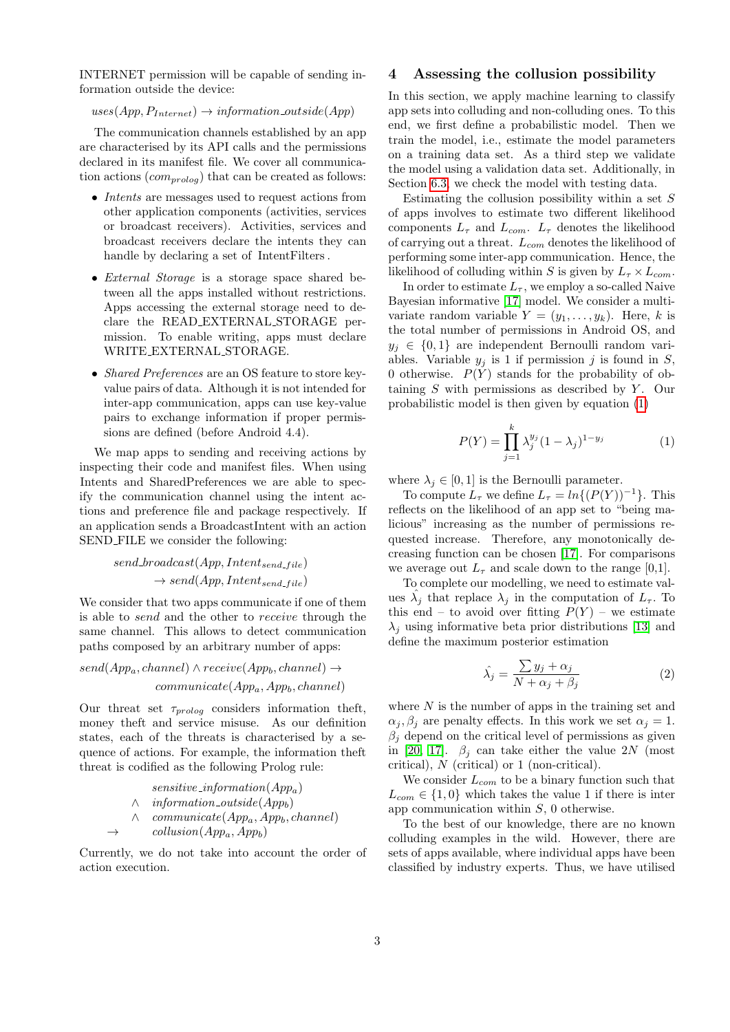INTERNET permission will be capable of sending information outside the device:

$$uses(App, P_{Internet}) \rightarrow information\_outside(App)$$

The communication channels established by an app are characterised by its API calls and the permissions declared in its manifest file. We cover all communication actions ($com_{prolog}$) that can be created as follows:

- *Intents* are messages used to request actions from other application components (activities, services or broadcast receivers). Activities, services and broadcast receivers declare the intents they can handle by declaring a set of IntentFilters.
- *External Storage* is a storage space shared between all the apps installed without restrictions. Apps accessing the external storage need to declare the READ_EXTERNAL_STORAGE permission. To enable writing, apps must declare WRITE_EXTERNAL_STORAGE.
- *Shared Preferences* are an OS feature to store key-value pairs of data. Although it is not intended for inter-app communication, apps can use key-value pairs to exchange information if proper permissions are defined (before Android 4.4).

We map apps to sending and receiving actions by inspecting their code and manifest files. When using Intents and SharedPreferences we are able to specify the communication channel using the intent actions and preference file and package respectively. If an application sends a BroadcastIntent with an action SEND_FILE we consider the following:

$$send\_broadcast(App, Intent_{send\_file}) \rightarrow send(App, Intent_{send\_file})$$

We consider that two apps communicate if one of them is able to *send* and the other to *receive* through the same channel. This allows to detect communication paths composed by an arbitrary number of apps:

$$send(App_a, channel) \wedge receive(App_b, channel) \rightarrow communicate(App_a, App_b, channel)$$

Our threat set $\tau_{prolog}$ considers information theft, money theft and service misuse. As our definition states, each of the threats is characterised by a sequence of actions. For example, the information theft threat is codified as the following Prolog rule:

$$\begin{array}{ll} & sensitive\_information(App_a) \\ \wedge & information\_outside(App_b) \\ \wedge & communicate(App_a, App_b, channel) \\ \rightarrow & collusion(App_a, App_b) \end{array}$$

Currently, we do not take into account the order of action execution.

## 4 Assessing the collusion possibility

In this section, we apply machine learning to classify app sets into colluding and non-colluding ones. To this end, we first define a probabilistic model. Then we train the model, i.e., estimate the model parameters on a training data set. As a third step we validate the model using a validation data set. Additionally, in Section 6.3, we check the model with testing data.

Estimating the collusion possibility within a set $S$ of apps involves to estimate two different likelihood components $L_\tau$ and $L_{com}$. $L_\tau$ denotes the likelihood of carrying out a threat. $L_{com}$ denotes the likelihood of performing some inter-app communication. Hence, the likelihood of colluding within $S$ is given by $L_\tau \times L_{com}$.

In order to estimate $L_\tau$, we employ a so-called Naive Bayesian informative [17] model. We consider a multi-variate random variable $Y = (y_1, \ldots, y_k)$. Here, $k$ is the total number of permissions in Android OS, and $y_j \in \{0, 1\}$ are independent Bernoulli random variables. Variable $y_j$ is 1 if permission $j$ is found in $S$, 0 otherwise. $P(Y)$ stands for the probability of obtaining $S$ with permissions as described by $Y$. Our probabilistic model is then given by equation (1)

$$P(Y) = \prod_{j=1}^{k} \lambda_j^{y_j} (1 - \lambda_j)^{1-y_j} \tag{1}$$

where $\lambda_j \in [0, 1]$ is the Bernoulli parameter.

To compute $L_\tau$ we define $L_\tau = ln\{(P(Y))^{-1}\}$. This reflects on the likelihood of an app set to "being malicious" increasing as the number of permissions requested increase. Therefore, any monotonically decreasing function can be chosen [17]. For comparisons we average out $L_\tau$ and scale down to the range [0,1].

To complete our modelling, we need to estimate values $\hat{\lambda_j}$ that replace $\lambda_j$ in the computation of $L_\tau$. To this end – to avoid over fitting $P(Y)$ – we estimate $\lambda_j$ using informative beta prior distributions [13] and define the maximum posterior estimation

$$\hat{\lambda_j} = \frac{\sum y_j + \alpha_j}{N + \alpha_j + \beta_j} \tag{2}$$

where $N$ is the number of apps in the training set and $\alpha_j, \beta_j$ are penalty effects. In this work we set $\alpha_j = 1$. $\beta_j$ depend on the critical level of permissions as given in [20, 17]. $\beta_j$ can take either the value $2N$ (most critical), $N$ (critical) or 1 (non-critical).

We consider $L_{com}$ to be a binary function such that $L_{com} \in \{1, 0\}$ which takes the value 1 if there is inter app communication within $S$, 0 otherwise.

To the best of our knowledge, there are no known colluding examples in the wild. However, there are sets of apps available, where individual apps have been classified by industry experts. Thus, we have utilised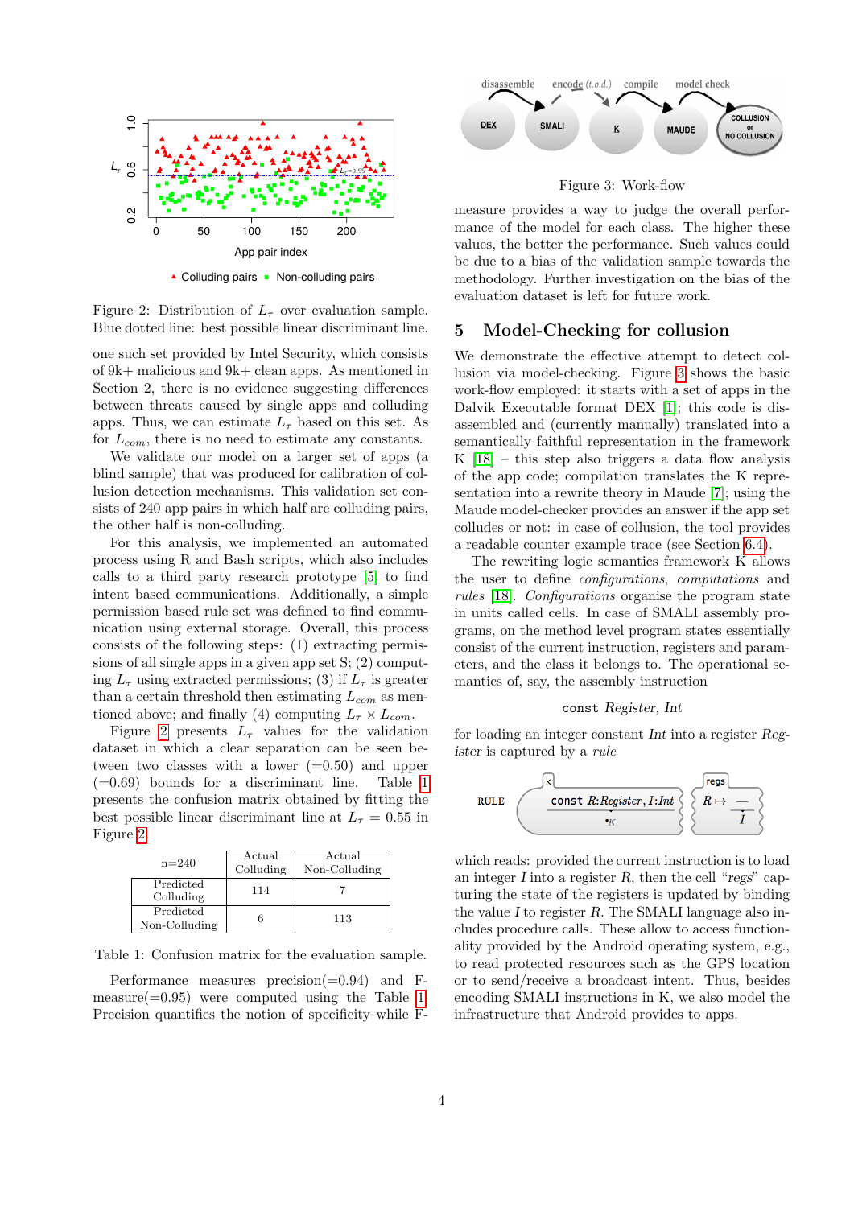1.0
0.6
0.2
$L_\tau$
0 50 100 150 200
App pair index
$L_\tau$=0.55
▲ Colluding pairs ■ Non-colluding pairs

Figure 2: Distribution of $L_\tau$ over evaluation sample. Blue dotted line: best possible linear discriminant line.

one such set provided by Intel Security, which consists of 9k+ malicious and 9k+ clean apps. As mentioned in Section 2, there is no evidence suggesting differences between threats caused by single apps and colluding apps. Thus, we can estimate $L_\tau$ based on this set. As for $L_{com}$, there is no need to estimate any constants.

We validate our model on a larger set of apps (a blind sample) that was produced for calibration of collusion detection mechanisms. This validation set consists of 240 app pairs in which half are colluding pairs, the other half is non-colluding.

For this analysis, we implemented an automated process using R and Bash scripts, which also includes calls to a third party research prototype [5] to find intent based communications. Additionally, a simple permission based rule set was defined to find communication using external storage. Overall, this process consists of the following steps: (1) extracting permissions of all single apps in a given app set S; (2) computing $L_\tau$ using extracted permissions; (3) if $L_\tau$ is greater than a certain threshold then estimating $L_{com}$ as mentioned above; and finally (4) computing $L_\tau \times L_{com}$.

Figure 2 presents $L_\tau$ values for the validation dataset in which a clear separation can be seen between two classes with a lower (=0.50) and upper (=0.69) bounds for a discriminant line. Table 1 presents the confusion matrix obtained by fitting the best possible linear discriminant line at $L_\tau$ = 0.55 in Figure 2.

| n=240 | Actual Colluding | Actual Non-Colluding |
|---|---|---|
| Predicted Colluding | 114 | 7 |
| Predicted Non-Colluding | 6 | 113 |

Table 1: Confusion matrix for the evaluation sample.

Performance measures precision(=0.94) and F-measure(=0.95) were computed using the Table 1. Precision quantifies the notion of specificity while F-measure provides a way to judge the overall performance of the model for each class. The higher these values, the better the performance. Such values could be due to a bias of the validation sample towards the methodology. Further investigation on the bias of the evaluation dataset is left for future work.

disassemble encode (t.b.d.) compile model check
DEX SMALI K MAUDE COLLUSION or NO COLLUSION

Figure 3: Work-flow

## 5 Model-Checking for collusion

We demonstrate the effective attempt to detect collusion via model-checking. Figure 3 shows the basic work-flow employed: it starts with a set of apps in the Dalvik Executable format DEX [1]; this code is disassembled and (currently manually) translated into a semantically faithful representation in the framework K [18] – this step also triggers a data flow analysis of the app code; compilation translates the K representation into a rewrite theory in Maude [7]; using the Maude model-checker provides an answer if the app set colludes or not: in case of collusion, the tool provides a readable counter example trace (see Section 6.4).

The rewriting logic semantics framework K allows the user to define *configurations*, *computations* and *rules* [18]. *Configurations* organise the program state in units called cells. In case of SMALI assembly programs, on the method level program states essentially consist of the current instruction, registers and parameters, and the class it belongs to. The operational semantics of, say, the assembly instruction

const *Register*, *Int*

for loading an integer constant *Int* into a register *Register* is captured by a *rule*

RULE
k: const $R$:*Register*, $I$:*Int* ⇒ $\cdot_K$
regs: $R \mapsto$ — ⇒ $I$

which reads: provided the current instruction is to load an integer $I$ into a register $R$, then the cell "*regs*" capturing the state of the registers is updated by binding the value $I$ to register $R$. The SMALI language also includes procedure calls. These allow to access functionality provided by the Android operating system, e.g., to read protected resources such as the GPS location or to send/receive a broadcast intent. Thus, besides encoding SMALI instructions in K, we also model the infrastructure that Android provides to apps.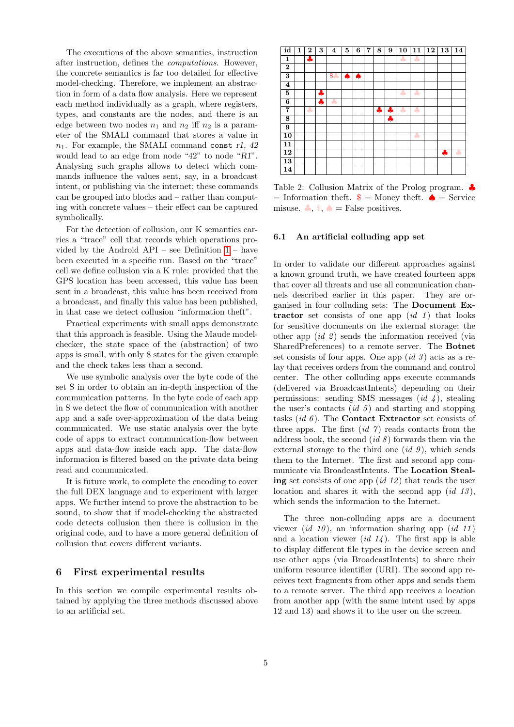The executions of the above semantics, instruction after instruction, defines the *computations*. However, the concrete semantics is far too detailed for effective model-checking. Therefore, we implement an abstraction in form of a data flow analysis. Here we represent each method individually as a graph, where registers, types, and constants are the nodes, and there is an edge between two nodes $n_1$ and $n_2$ iff $n_2$ is a parameter of the SMALI command that stores a value in $n_1$. For example, the SMALI command `const` *r1, 42* would lead to an edge from node "42" to node "*R1*". Analysing such graphs allows to detect which commands influence the values sent, say, in a broadcast intent, or publishing via the internet; these commands can be grouped into blocks and – rather than computing with concrete values – their effect can be captured symbolically.

For the detection of collusion, our K semantics carries a "trace" cell that records which operations provided by the Android API – see Definition 1 – have been executed in a specific run. Based on the "trace" cell we define collusion via a K rule: provided that the GPS location has been accessed, this value has been sent in a broadcast, this value has been received from a broadcast, and finally this value has been published, in that case we detect collusion "information theft".

Practical experiments with small apps demonstrate that this approach is feasible. Using the Maude model-checker, the state space of the (abstraction) of two apps is small, with only 8 states for the given example and the check takes less than a second.

We use symbolic analysis over the byte code of the set S in order to obtain an in-depth inspection of the communication patterns. In the byte code of each app in S we detect the flow of communication with another app and a safe over-approximation of the data being communicated. We use static analysis over the byte code of apps to extract communication-flow between apps and data-flow inside each app. The data-flow information is filtered based on the private data being read and communicated.

It is future work, to complete the encoding to cover the full DEX language and to experiment with larger apps. We further intend to prove the abstraction to be sound, to show that if model-checking the abstracted code detects collusion then there is collusion in the original code, and to have a more general definition of collusion that covers different variants.

## 6 First experimental results

In this section we compile experimental results obtained by applying the three methods discussed above to an artificial set.

| id | 1 | 2 | 3 | 4 | 5 | 6 | 7 | 8 | 9 | 10 | 11 | 12 | 13 | 14 |
|---|---|---|---|---|---|---|---|---|---|---|---|---|---|---|
| **1** | | ♣ | | | | | | | | *♣* | *♣* | | | |
| **2** | | | | | | | | | | | | | | |
| **3** | | | | $*♣* | ♠ | ♠ | | | | | | | | |
| **4** | | | | | | | | | | | | | | |
| **5** | | | ♣ | | | | | | | *♣* | *♣* | | | |
| **6** | | | ♣ | *♣* | | | | | | | | | | |
| **7** | | *♣* | | | | | | ♣ | ♣ | *♣* | *♣* | | | |
| **8** | | | | | | | | | ♣ | | | | | |
| **9** | | | | | | | | | | | | | | |
| **10** | | | | | | | | | | | *♣* | | | |
| **11** | | | | | | | | | | | | | | |
| **12** | | | | | | | | | | | | | ♣ | *♣* |
| **13** | | | | | | | | | | | | | | |
| **14** | | | | | | | | | | | | | | |

Table 2: Collusion Matrix of the Prolog program. ♣ = Information theft. $ = Money theft. ♠ = Service misuse. *♣*, *$*, *♠* = False positives.

### 6.1 An artificial colluding app set

In order to validate our different approaches against a known ground truth, we have created fourteen apps that cover all threats and use all communication channels described earlier in this paper. They are organised in four colluding sets: The **Document Extractor** set consists of one app (*id 1*) that looks for sensitive documents on the external storage; the other app (*id 2*) sends the information received (via SharedPreferences) to a remote server. The **Botnet** set consists of four apps. One app (*id 3*) acts as a relay that receives orders from the command and control center. The other colluding apps execute commands (delivered via BroadcastIntents) depending on their permissions: sending SMS messages (*id 4*), stealing the user's contacts (*id 5*) and starting and stopping tasks (*id 6*). The **Contact Extractor** set consists of three apps. The first (*id 7*) reads contacts from the address book, the second (*id 8*) forwards them via the external storage to the third one (*id 9*), which sends them to the Internet. The first and second app communicate via BroadcastIntents. The **Location Stealing** set consists of one app (*id 12*) that reads the user location and shares it with the second app (*id 13*), which sends the information to the Internet.

The three non-colluding apps are a document viewer (*id 10*), an information sharing app (*id 11*) and a location viewer (*id 14*). The first app is able to display different file types in the device screen and use other apps (via BroadcastIntents) to share their uniform resource identifier (URI). The second app receives text fragments from other apps and sends them to a remote server. The third app receives a location from another app (with the same intent used by apps 12 and 13) and shows it to the user on the screen.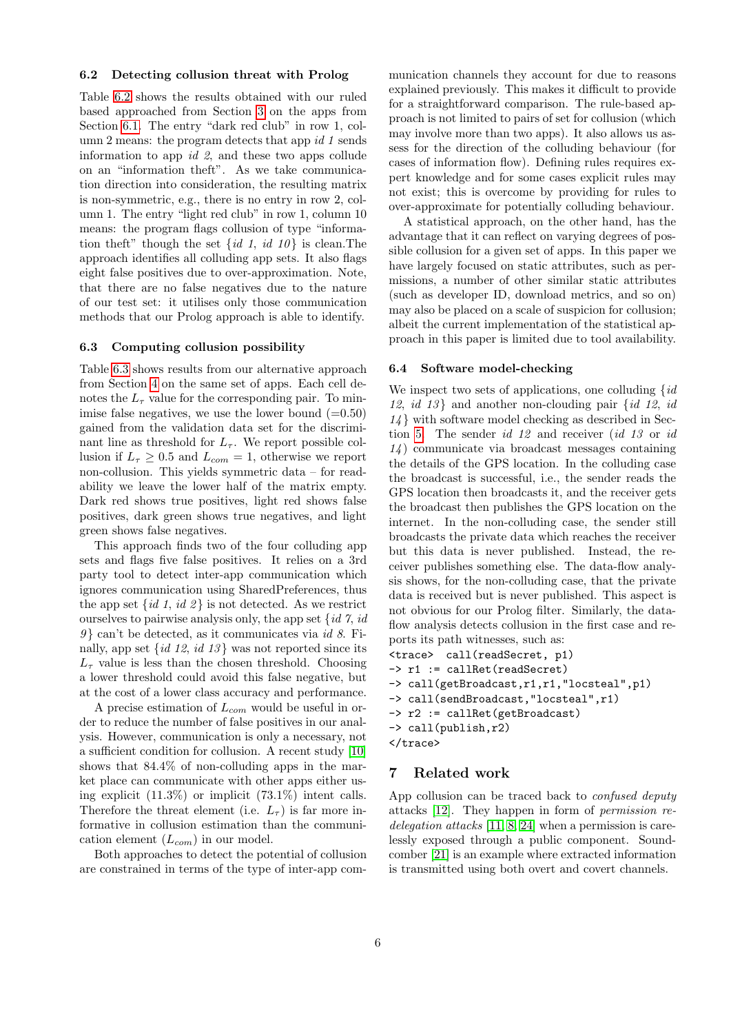### 6.2 Detecting collusion threat with Prolog

Table 6.2 shows the results obtained with our ruled based approached from Section 3 on the apps from Section 6.1. The entry "dark red club" in row 1, column 2 means: the program detects that app *id 1* sends information to app *id 2*, and these two apps collude on an "information theft". As we take communication direction into consideration, the resulting matrix is non-symmetric, e.g., there is no entry in row 2, column 1. The entry "light red club" in row 1, column 10 means: the program flags collusion of type "information theft" though the set {*id 1*, *id 10*} is clean.The approach identifies all colluding app sets. It also flags eight false positives due to over-approximation. Note, that there are no false negatives due to the nature of our test set: it utilises only those communication methods that our Prolog approach is able to identify.

### 6.3 Computing collusion possibility

Table 6.3 shows results from our alternative approach from Section 4 on the same set of apps. Each cell denotes the $L_\tau$ value for the corresponding pair. To minimise false negatives, we use the lower bound (=0.50) gained from the validation data set for the discriminant line as threshold for $L_\tau$. We report possible collusion if $L_\tau \geq 0.5$ and $L_{com} = 1$, otherwise we report non-collusion. This yields symmetric data – for readability we leave the lower half of the matrix empty. Dark red shows true positives, light red shows false positives, dark green shows true negatives, and light green shows false negatives.

This approach finds two of the four colluding app sets and flags five false positives. It relies on a 3rd party tool to detect inter-app communication which ignores communication using SharedPreferences, thus the app set {*id 1*, *id 2*} is not detected. As we restrict ourselves to pairwise analysis only, the app set {*id 7*, *id 9*} can't be detected, as it communicates via *id 8*. Finally, app set {*id 12*, *id 13*} was not reported since its $L_\tau$ value is less than the chosen threshold. Choosing a lower threshold could avoid this false negative, but at the cost of a lower class accuracy and performance.

A precise estimation of $L_{com}$ would be useful in order to reduce the number of false positives in our analysis. However, communication is only a necessary, not a sufficient condition for collusion. A recent study [10] shows that 84.4% of non-colluding apps in the market place can communicate with other apps either using explicit (11.3%) or implicit (73.1%) intent calls. Therefore the threat element (i.e. $L_\tau$) is far more informative in collusion estimation than the communication element ($L_{com}$) in our model.

Both approaches to detect the potential of collusion are constrained in terms of the type of inter-app communication channels they account for due to reasons explained previously. This makes it difficult to provide for a straightforward comparison. The rule-based approach is not limited to pairs of set for collusion (which may involve more than two apps). It also allows us assess for the direction of the colluding behaviour (for cases of information flow). Defining rules requires expert knowledge and for some cases explicit rules may not exist; this is overcome by providing for rules to over-approximate for potentially colluding behaviour.

A statistical approach, on the other hand, has the advantage that it can reflect on varying degrees of possible collusion for a given set of apps. In this paper we have largely focused on static attributes, such as permissions, a number of other similar static attributes (such as developer ID, download metrics, and so on) may also be placed on a scale of suspicion for collusion; albeit the current implementation of the statistical approach in this paper is limited due to tool availability.

### 6.4 Software model-checking

We inspect two sets of applications, one colluding {*id 12*, *id 13*} and another non-clouding pair {*id 12*, *id 14*} with software model checking as described in Section 5. The sender *id 12* and receiver (*id 13* or *id 14*) communicate via broadcast messages containing the details of the GPS location. In the colluding case the broadcast is successful, i.e., the sender reads the GPS location then broadcasts it, and the receiver gets the broadcast then publishes the GPS location on the internet. In the non-colluding case, the sender still broadcasts the private data which reaches the receiver but this data is never published. Instead, the receiver publishes something else. The data-flow analysis shows, for the non-colluding case, that the private data is received but is never published. This aspect is not obvious for our Prolog filter. Similarly, the data-flow analysis detects collusion in the first case and reports its path witnesses, such as:

```
<trace>  call(readSecret, p1)
-> r1 := callRet(readSecret)
-> call(getBroadcast,r1,r1,"locsteal",p1)
-> call(sendBroadcast,"locsteal",r1)
-> r2 := callRet(getBroadcast)
-> call(publish,r2)
</trace>
```

## 7 Related work

App collusion can be traced back to *confused deputy* attacks [12]. They happen in form of *permission re-delegation attacks* [11, 8, 24] when a permission is carelessly exposed through a public component. Soundcomber [21] is an example where extracted information is transmitted using both overt and covert channels.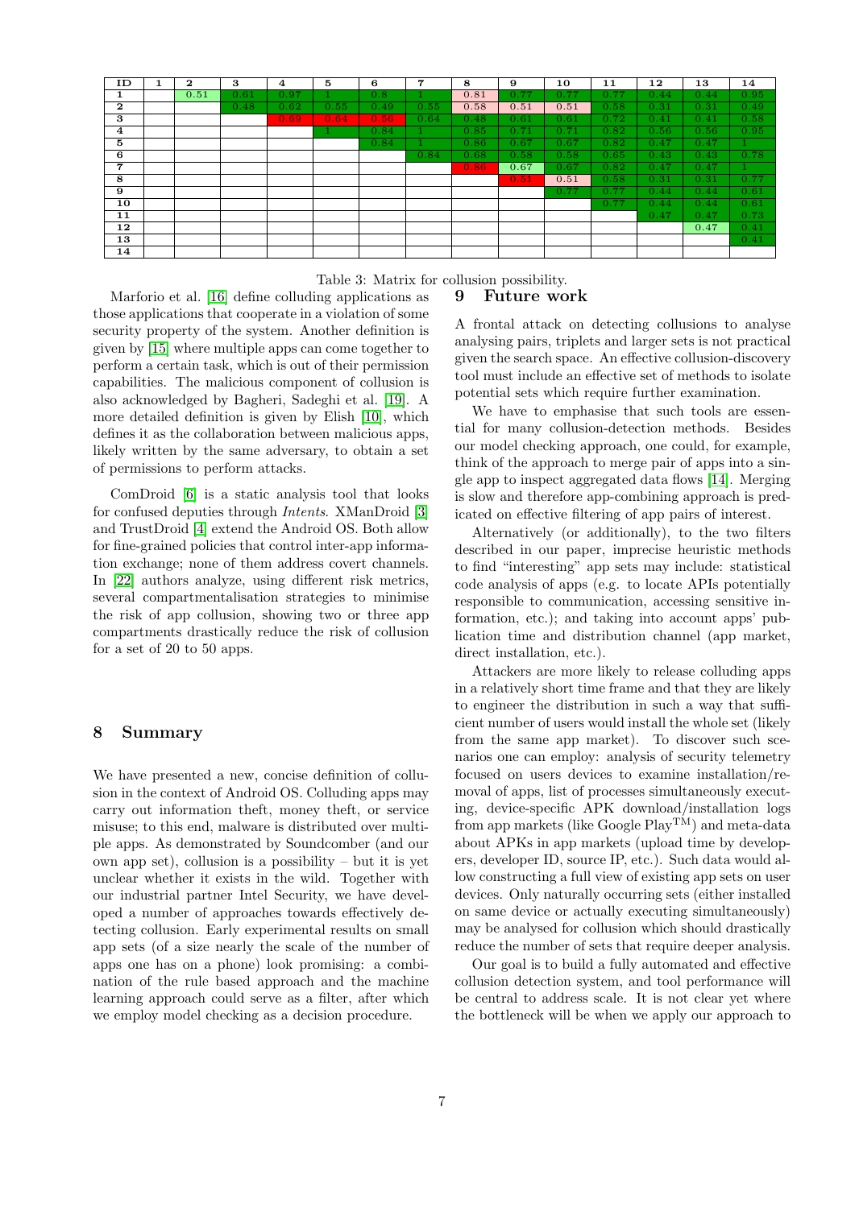| ID | 1 | 2 | 3 | 4 | 5 | 6 | 7 | 8 | 9 | 10 | 11 | 12 | 13 | 14 |
|---|---|---|---|---|---|---|---|---|---|---|---|---|---|---|
| 1 | | 0.51 | 0.61 | 0.97 | 1 | 0.8 | 1 | 0.81 | 0.77 | 0.77 | 0.77 | 0.44 | 0.44 | 0.95 |
| 2 | | | 0.48 | 0.62 | 0.55 | 0.49 | 0.55 | 0.58 | 0.51 | 0.51 | 0.58 | 0.31 | 0.31 | 0.49 |
| 3 | | | | 0.69 | 0.64 | 0.56 | 0.64 | 0.48 | 0.61 | 0.61 | 0.72 | 0.41 | 0.41 | 0.58 |
| 4 | | | | | 1 | 0.84 | 1 | 0.85 | 0.71 | 0.71 | 0.82 | 0.56 | 0.56 | 0.95 |
| 5 | | | | | | 0.84 | 1 | 0.86 | 0.67 | 0.67 | 0.82 | 0.47 | 0.47 | 1 |
| 6 | | | | | | | 0.84 | 0.68 | 0.58 | 0.58 | 0.65 | 0.43 | 0.43 | 0.78 |
| 7 | | | | | | | | 0.86 | 0.67 | 0.67 | 0.82 | 0.47 | 0.47 | 1 |
| 8 | | | | | | | | | 0.51 | 0.51 | 0.58 | 0.31 | 0.31 | 0.77 |
| 9 | | | | | | | | | | 0.77 | 0.77 | 0.44 | 0.44 | 0.61 |
| 10 | | | | | | | | | | | 0.77 | 0.44 | 0.44 | 0.61 |
| 11 | | | | | | | | | | | | 0.47 | 0.47 | 0.73 |
| 12 | | | | | | | | | | | | | 0.47 | 0.41 |
| 13 | | | | | | | | | | | | | | 0.41 |
| 14 | | | | | | | | | | | | | | |

Table 3: Matrix for collusion possibility.

Marforio et al. [16] define colluding applications as those applications that cooperate in a violation of some security property of the system. Another definition is given by [15] where multiple apps can come together to perform a certain task, which is out of their permission capabilities. The malicious component of collusion is also acknowledged by Bagheri, Sadeghi et al. [19]. A more detailed definition is given by Elish [10], which defines it as the collaboration between malicious apps, likely written by the same adversary, to obtain a set of permissions to perform attacks.

ComDroid [6] is a static analysis tool that looks for confused deputies through *Intents*. XManDroid [3] and TrustDroid [4] extend the Android OS. Both allow for fine-grained policies that control inter-app information exchange; none of them address covert channels. In [22] authors analyze, using different risk metrics, several compartmentalisation strategies to minimise the risk of app collusion, showing two or three app compartments drastically reduce the risk of collusion for a set of 20 to 50 apps.

## 8 Summary

We have presented a new, concise definition of collusion in the context of Android OS. Colluding apps may carry out information theft, money theft, or service misuse; to this end, malware is distributed over multiple apps. As demonstrated by Soundcomber (and our own app set), collusion is a possibility – but it is yet unclear whether it exists in the wild. Together with our industrial partner Intel Security, we have developed a number of approaches towards effectively detecting collusion. Early experimental results on small app sets (of a size nearly the scale of the number of apps one has on a phone) look promising: a combination of the rule based approach and the machine learning approach could serve as a filter, after which we employ model checking as a decision procedure.

## 9 Future work

A frontal attack on detecting collusions to analyse analysing pairs, triplets and larger sets is not practical given the search space. An effective collusion-discovery tool must include an effective set of methods to isolate potential sets which require further examination.

We have to emphasise that such tools are essential for many collusion-detection methods. Besides our model checking approach, one could, for example, think of the approach to merge pair of apps into a single app to inspect aggregated data flows [14]. Merging is slow and therefore app-combining approach is predicated on effective filtering of app pairs of interest.

Alternatively (or additionally), to the two filters described in our paper, imprecise heuristic methods to find "interesting" app sets may include: statistical code analysis of apps (e.g. to locate APIs potentially responsible to communication, accessing sensitive information, etc.); and taking into account apps' publication time and distribution channel (app market, direct installation, etc.).

Attackers are more likely to release colluding apps in a relatively short time frame and that they are likely to engineer the distribution in such a way that sufficient number of users would install the whole set (likely from the same app market). To discover such scenarios one can employ: analysis of security telemetry focused on users devices to examine installation/removal of apps, list of processes simultaneously executing, device-specific APK download/installation logs from app markets (like Google Play™) and meta-data about APKs in app markets (upload time by developers, developer ID, source IP, etc.). Such data would allow constructing a full view of existing app sets on user devices. Only naturally occurring sets (either installed on same device or actually executing simultaneously) may be analysed for collusion which should drastically reduce the number of sets that require deeper analysis.

Our goal is to build a fully automated and effective collusion detection system, and tool performance will be central to address scale. It is not clear yet where the bottleneck will be when we apply our approach to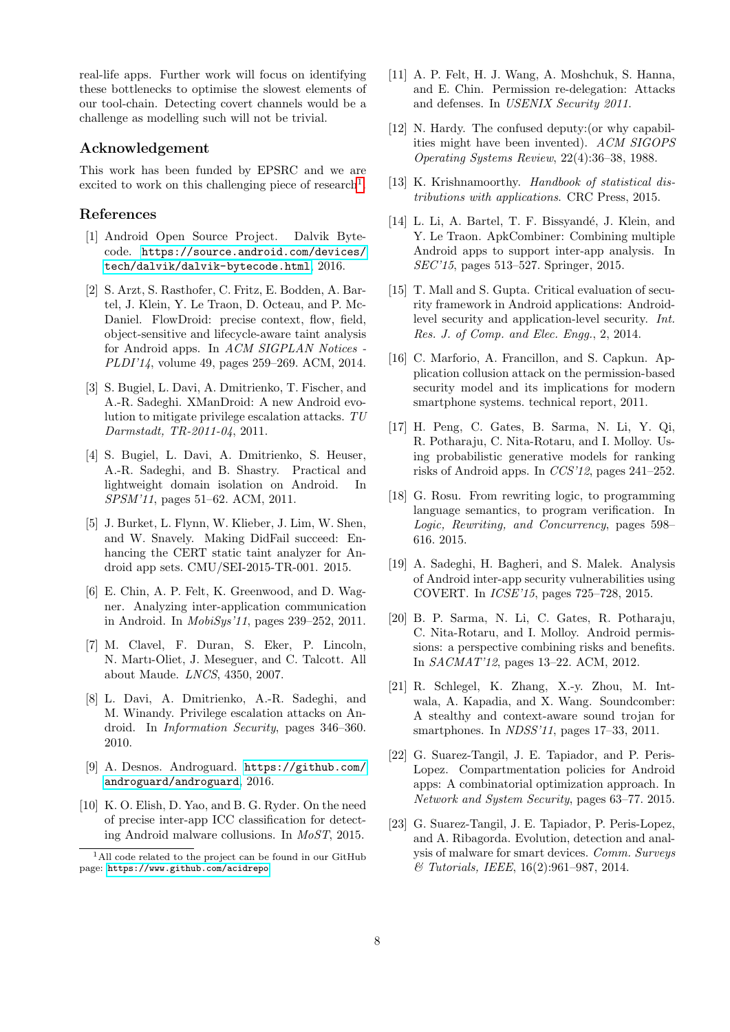real-life apps. Further work will focus on identifying these bottlenecks to optimise the slowest elements of our tool-chain. Detecting covert channels would be a challenge as modelling such will not be trivial.

## Acknowledgement

This work has been funded by EPSRC and we are excited to work on this challenging piece of research[1].

## References

[1] Android Open Source Project. Dalvik Bytecode. https://source.android.com/devices/tech/dalvik/dalvik-bytecode.html, 2016.

[2] S. Arzt, S. Rasthofer, C. Fritz, E. Bodden, A. Bartel, J. Klein, Y. Le Traon, D. Octeau, and P. McDaniel. FlowDroid: precise context, flow, field, object-sensitive and lifecycle-aware taint analysis for Android apps. In *ACM SIGPLAN Notices - PLDI'14*, volume 49, pages 259–269. ACM, 2014.

[3] S. Bugiel, L. Davi, A. Dmitrienko, T. Fischer, and A.-R. Sadeghi. XManDroid: A new Android evolution to mitigate privilege escalation attacks. *TU Darmstadt, TR-2011-04*, 2011.

[4] S. Bugiel, L. Davi, A. Dmitrienko, S. Heuser, A.-R. Sadeghi, and B. Shastry. Practical and lightweight domain isolation on Android. In *SPSM'11*, pages 51–62. ACM, 2011.

[5] J. Burket, L. Flynn, W. Klieber, J. Lim, W. Shen, and W. Snavely. Making DidFail succeed: Enhancing the CERT static taint analyzer for Android app sets. CMU/SEI-2015-TR-001. 2015.

[6] E. Chin, A. P. Felt, K. Greenwood, and D. Wagner. Analyzing inter-application communication in Android. In *MobiSys'11*, pages 239–252, 2011.

[7] M. Clavel, F. Duran, S. Eker, P. Lincoln, N. Martı-Oliet, J. Meseguer, and C. Talcott. All about Maude. *LNCS*, 4350, 2007.

[8] L. Davi, A. Dmitrienko, A.-R. Sadeghi, and M. Winandy. Privilege escalation attacks on Android. In *Information Security*, pages 346–360. 2010.

[9] A. Desnos. Androguard. https://github.com/androguard/androguard, 2016.

[10] K. O. Elish, D. Yao, and B. G. Ryder. On the need of precise inter-app ICC classification for detecting Android malware collusions. In *MoST*, 2015.

[11] A. P. Felt, H. J. Wang, A. Moshchuk, S. Hanna, and E. Chin. Permission re-delegation: Attacks and defenses. In *USENIX Security 2011*.

[12] N. Hardy. The confused deputy:(or why capabilities might have been invented). *ACM SIGOPS Operating Systems Review*, 22(4):36–38, 1988.

[13] K. Krishnamoorthy. *Handbook of statistical distributions with applications*. CRC Press, 2015.

[14] L. Li, A. Bartel, T. F. Bissyandé, J. Klein, and Y. Le Traon. ApkCombiner: Combining multiple Android apps to support inter-app analysis. In *SEC'15*, pages 513–527. Springer, 2015.

[15] T. Mall and S. Gupta. Critical evaluation of security framework in Android applications: Android-level security and application-level security. *Int. Res. J. of Comp. and Elec. Engg.*, 2, 2014.

[16] C. Marforio, A. Francillon, and S. Capkun. Application collusion attack on the permission-based security model and its implications for modern smartphone systems. technical report, 2011.

[17] H. Peng, C. Gates, B. Sarma, N. Li, Y. Qi, R. Potharaju, C. Nita-Rotaru, and I. Molloy. Using probabilistic generative models for ranking risks of Android apps. In *CCS'12*, pages 241–252.

[18] G. Rosu. From rewriting logic, to programming language semantics, to program verification. In *Logic, Rewriting, and Concurrency*, pages 598–616. 2015.

[19] A. Sadeghi, H. Bagheri, and S. Malek. Analysis of Android inter-app security vulnerabilities using COVERT. In *ICSE'15*, pages 725–728, 2015.

[20] B. P. Sarma, N. Li, C. Gates, R. Potharaju, C. Nita-Rotaru, and I. Molloy. Android permissions: a perspective combining risks and benefits. In *SACMAT'12*, pages 13–22. ACM, 2012.

[21] R. Schlegel, K. Zhang, X.-y. Zhou, M. Intwala, A. Kapadia, and X. Wang. Soundcomber: A stealthy and context-aware sound trojan for smartphones. In *NDSS'11*, pages 17–33, 2011.

[22] G. Suarez-Tangil, J. E. Tapiador, and P. Peris-Lopez. Compartmentation policies for Android apps: A combinatorial optimization approach. In *Network and System Security*, pages 63–77. 2015.

[23] G. Suarez-Tangil, J. E. Tapiador, P. Peris-Lopez, and A. Ribagorda. Evolution, detection and analysis of malware for smart devices. *Comm. Surveys & Tutorials, IEEE*, 16(2):961–987, 2014.

[1] All code related to the project can be found in our GitHub page: https://www.github.com/acidrepo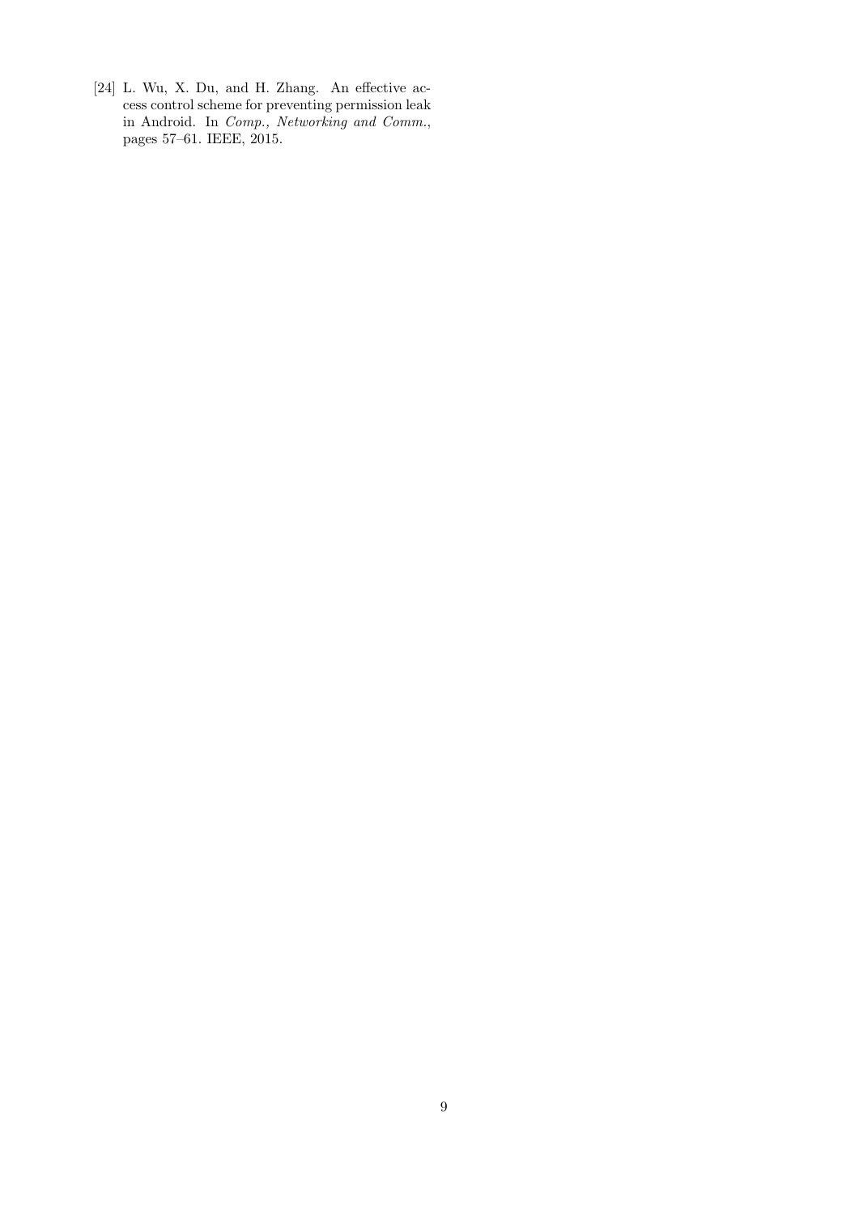[24] L. Wu, X. Du, and H. Zhang. An effective access control scheme for preventing permission leak in Android. In *Comp., Networking and Comm.*, pages 57–61. IEEE, 2015.